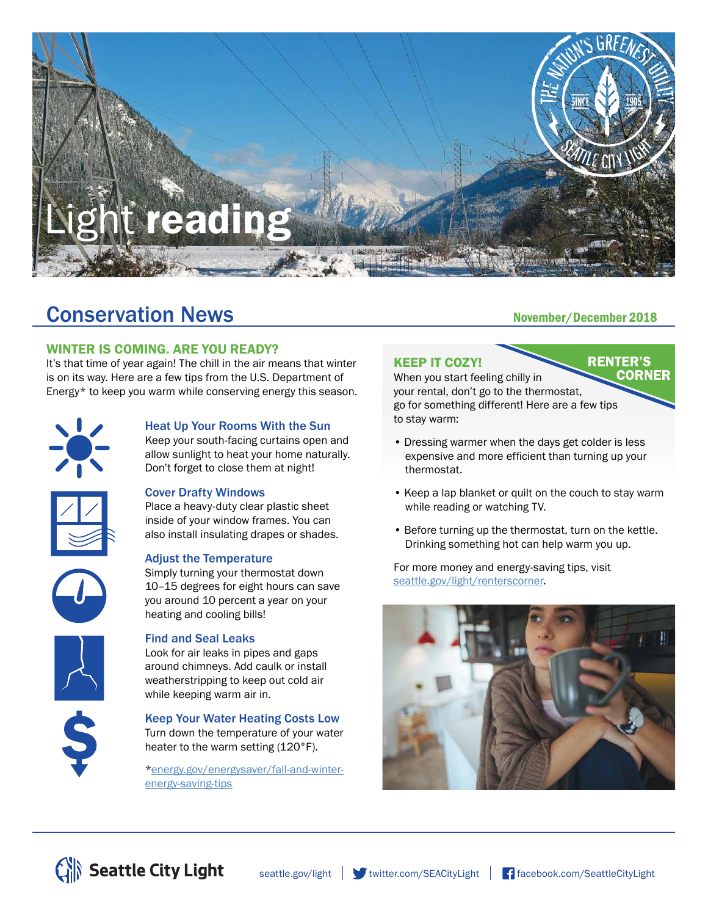# Light reading

## Conservation News

November/December 2018

### WINTER IS COMING. ARE YOU READY?

It's that time of year again! The chill in the air means that winter is on its way. Here are a few tips from the U.S. Department of Energy* to keep you warm while conserving energy this season.

#### Heat Up Your Rooms With the Sun

Keep your south-facing curtains open and allow sunlight to heat your home naturally. Don't forget to close them at night!

#### Cover Drafty Windows

Place a heavy-duty clear plastic sheet inside of your window frames. You can also install insulating drapes or shades.

#### Adjust the Temperature

Simply turning your thermostat down 10–15 degrees for eight hours can save you around 10 percent a year on your heating and cooling bills!

#### Find and Seal Leaks

Look for air leaks in pipes and gaps around chimneys. Add caulk or install weatherstripping to keep out cold air while keeping warm air in.

#### Keep Your Water Heating Costs Low

Turn down the temperature of your water heater to the warm setting (120°F).

*energy.gov/energysaver/fall-and-winter-energy-saving-tips

### RENTER'S CORNER

### KEEP IT COZY!

When you start feeling chilly in your rental, don't go to the thermostat, go for something different! Here are a few tips to stay warm:

- Dressing warmer when the days get colder is less expensive and more efficient than turning up your thermostat.
- Keep a lap blanket or quilt on the couch to stay warm while reading or watching TV.
- Before turning up the thermostat, turn on the kettle. Drinking something hot can help warm you up.

For more money and energy-saving tips, visit seattle.gov/light/renterscorner.

Seattle City Light | seattle.gov/light | twitter.com/SEACityLight | facebook.com/SeattleCityLight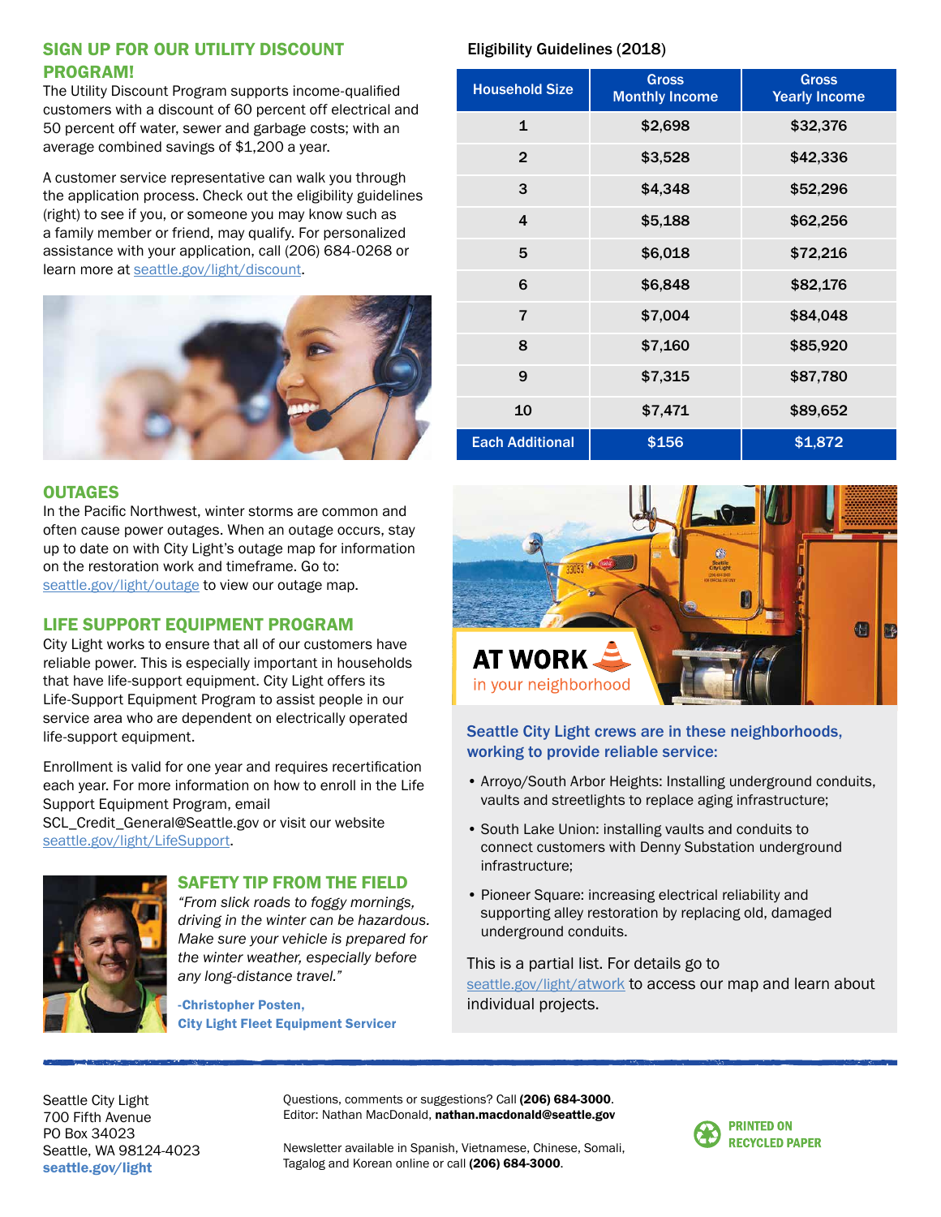## SIGN UP FOR OUR UTILITY DISCOUNT PROGRAM!

The Utility Discount Program supports income-qualified customers with a discount of 60 percent off electrical and 50 percent off water, sewer and garbage costs; with an average combined savings of $1,200 a year.

A customer service representative can walk you through the application process. Check out the eligibility guidelines (right) to see if you, or someone you may know such as a family member or friend, may qualify. For personalized assistance with your application, call (206) 684-0268 or learn more at seattle.gov/light/discount.

Eligibility Guidelines (2018)

| Household Size | Gross Monthly Income | Gross Yearly Income |
|---|---|---|
| 1 | $2,698 | $32,376 |
| 2 | $3,528 | $42,336 |
| 3 | $4,348 | $52,296 |
| 4 | $5,188 | $62,256 |
| 5 | $6,018 | $72,216 |
| 6 | $6,848 | $82,176 |
| 7 | $7,004 | $84,048 |
| 8 | $7,160 | $85,920 |
| 9 | $7,315 | $87,780 |
| 10 | $7,471 | $89,652 |
| Each Additional | $156 | $1,872 |

## OUTAGES

In the Pacific Northwest, winter storms are common and often cause power outages. When an outage occurs, stay up to date on with City Light's outage map for information on the restoration work and timeframe. Go to: seattle.gov/light/outage to view our outage map.

## LIFE SUPPORT EQUIPMENT PROGRAM

City Light works to ensure that all of our customers have reliable power. This is especially important in households that have life-support equipment. City Light offers its Life-Support Equipment Program to assist people in our service area who are dependent on electrically operated life-support equipment.

Enrollment is valid for one year and requires recertification each year. For more information on how to enroll in the Life Support Equipment Program, email SCL_Credit_General@Seattle.gov or visit our website seattle.gov/light/LifeSupport.

## SAFETY TIP FROM THE FIELD

*"From slick roads to foggy mornings, driving in the winter can be hazardous. Make sure your vehicle is prepared for the winter weather, especially before any long-distance travel."*

**-Christopher Posten, City Light Fleet Equipment Servicer**

## AT WORK in your neighborhood

**Seattle City Light crews are in these neighborhoods, working to provide reliable service:**

- Arroyo/South Arbor Heights: Installing underground conduits, vaults and streetlights to replace aging infrastructure;
- South Lake Union: installing vaults and conduits to connect customers with Denny Substation underground infrastructure;
- Pioneer Square: increasing electrical reliability and supporting alley restoration by replacing old, damaged underground conduits.

This is a partial list. For details go to seattle.gov/light/atwork to access our map and learn about individual projects.

Seattle City Light
700 Fifth Avenue
PO Box 34023
Seattle, WA 98124-4023
**seattle.gov/light**

Questions, comments or suggestions? Call **(206) 684-3000**.
Editor: Nathan MacDonald, **nathan.macdonald@seattle.gov**

Newsletter available in Spanish, Vietnamese, Chinese, Somali, Tagalog and Korean online or call **(206) 684-3000**.

PRINTED ON RECYCLED PAPER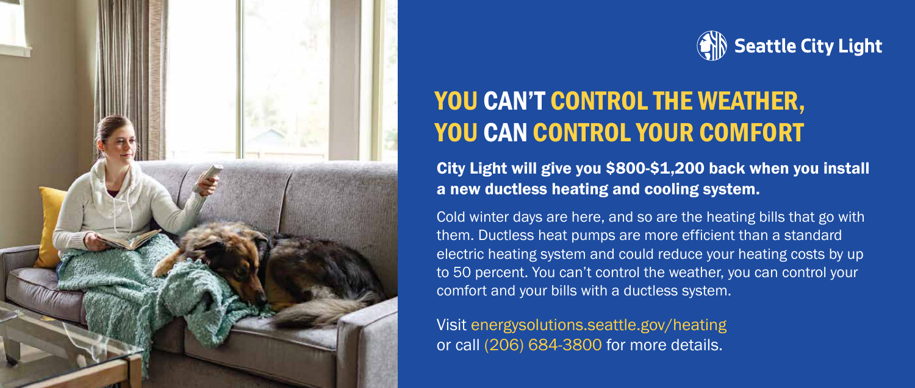Seattle City Light

# YOU CAN'T CONTROL THE WEATHER, YOU CAN CONTROL YOUR COMFORT

**City Light will give you $800-$1,200 back when you install a new ductless heating and cooling system.**

Cold winter days are here, and so are the heating bills that go with them. Ductless heat pumps are more efficient than a standard electric heating system and could reduce your heating costs by up to 50 percent. You can't control the weather, you can control your comfort and your bills with a ductless system.

Visit energysolutions.seattle.gov/heating or call (206) 684-3800 for more details.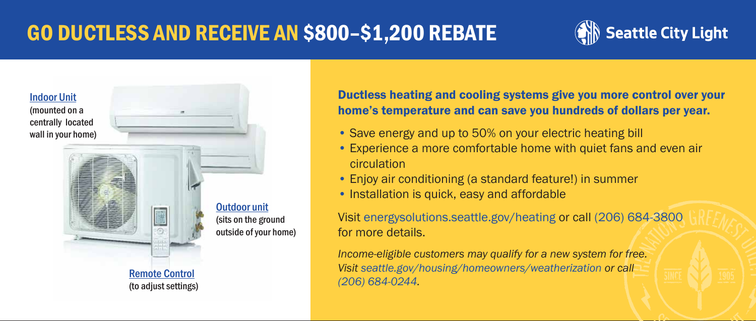# GO DUCTLESS AND RECEIVE AN $800–$1,200 REBATE

Seattle City Light

**Indoor Unit**
(mounted on a centrally located wall in your home)

**Outdoor unit**
(sits on the ground outside of your home)

**Remote Control**
(to adjust settings)

**Ductless heating and cooling systems give you more control over your home's temperature and can save you hundreds of dollars per year.**

- Save energy and up to 50% on your electric heating bill
- Experience a more comfortable home with quiet fans and even air circulation
- Enjoy air conditioning (a standard feature!) in summer
- Installation is quick, easy and affordable

Visit energysolutions.seattle.gov/heating or call (206) 684-3800 for more details.

*Income-eligible customers may qualify for a new system for free. Visit seattle.gov/housing/homeowners/weatherization or call (206) 684-0244.*